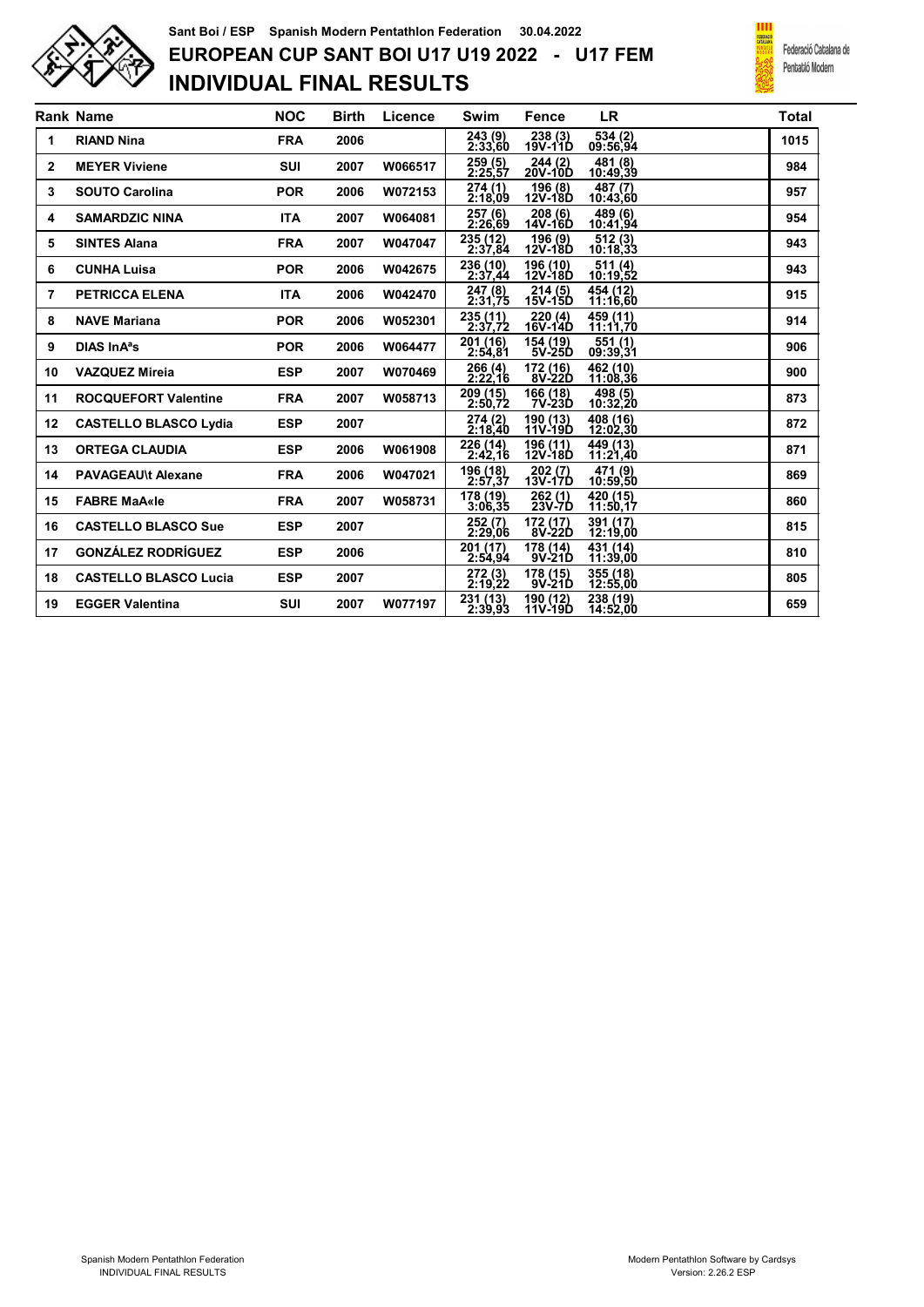Sant Boi / ESP Spanish Modern Pentathlon Federation 30.04.2022

# EUROPEAN CUP SANT BOI U17 U19 2022 - U17 FEM

# INDIVIDUAL FINAL RESULTS

Federació Catalana de Pentatló Modern

| Rank | Name | NOC | Birth | Licence | Swim | Fence | LR | Total |
|---|---|---|---|---|---|---|---|---|
| 1 | RIAND Nina | FRA | 2006 | | 243 (9) 2:33,60 | 238 (3) 19V-11D | 534 (2) 09:56,94 | 1015 |
| 2 | MEYER Viviene | SUI | 2007 | W066517 | 259 (5) 2:25,57 | 244 (2) 20V-10D | 481 (8) 10:49,39 | 984 |
| 3 | SOUTO Carolina | POR | 2006 | W072153 | 274 (1) 2:18,09 | 196 (8) 12V-18D | 487 (7) 10:43,60 | 957 |
| 4 | SAMARDZIC NINA | ITA | 2007 | W064081 | 257 (6) 2:26,69 | 208 (6) 14V-16D | 489 (6) 10:41,94 | 954 |
| 5 | SINTES Alana | FRA | 2007 | W047047 | 235 (12) 2:37,84 | 196 (9) 12V-18D | 512 (3) 10:18,33 | 943 |
| 6 | CUNHA Luisa | POR | 2006 | W042675 | 236 (10) 2:37,44 | 196 (10) 12V-18D | 511 (4) 10:19,52 | 943 |
| 7 | PETRICCA ELENA | ITA | 2006 | W042470 | 247 (8) 2:31,75 | 214 (5) 15V-15D | 454 (12) 11:16,60 | 915 |
| 8 | NAVE Mariana | POR | 2006 | W052301 | 235 (11) 2:37,72 | 220 (4) 16V-14D | 459 (11) 11:11,70 | 914 |
| 9 | DIAS InÃªs | POR | 2006 | W064477 | 201 (16) 2:54,81 | 154 (19) 5V-25D | 551 (1) 09:39,31 | 906 |
| 10 | VAZQUEZ Mireia | ESP | 2007 | W070469 | 266 (4) 2:22,16 | 172 (16) 8V-22D | 462 (10) 11:08,36 | 900 |
| 11 | ROCQUEFORT Valentine | FRA | 2007 | W058713 | 209 (15) 2:50,72 | 166 (18) 7V-23D | 498 (5) 10:32,20 | 873 |
| 12 | CASTELLO BLASCO Lydia | ESP | 2007 | | 274 (2) 2:18,40 | 190 (13) 11V-19D | 408 (16) 12:02,30 | 872 |
| 13 | ORTEGA CLAUDIA | ESP | 2006 | W061908 | 226 (14) 2:42,16 | 196 (11) 12V-18D | 449 (13) 11:21,40 | 871 |
| 14 | PAVAGEAU\t Alexane | FRA | 2006 | W047021 | 196 (18) 2:57,37 | 202 (7) 13V-17D | 471 (9) 10:59,50 | 869 |
| 15 | FABRE MaÃ«le | FRA | 2007 | W058731 | 178 (19) 3:06,35 | 262 (1) 23V-7D | 420 (15) 11:50,17 | 860 |
| 16 | CASTELLO BLASCO Sue | ESP | 2007 | | 252 (7) 2:29,06 | 172 (17) 8V-22D | 391 (17) 12:19,00 | 815 |
| 17 | GONZÁLEZ RODRÍGUEZ | ESP | 2006 | | 201 (17) 2:54,94 | 178 (14) 9V-21D | 431 (14) 11:39,00 | 810 |
| 18 | CASTELLO BLASCO Lucia | ESP | 2007 | | 272 (3) 2:19,22 | 178 (15) 9V-21D | 355 (18) 12:55,00 | 805 |
| 19 | EGGER Valentina | SUI | 2007 | W077197 | 231 (13) 2:39,93 | 190 (12) 11V-19D | 238 (19) 14:52,00 | 659 |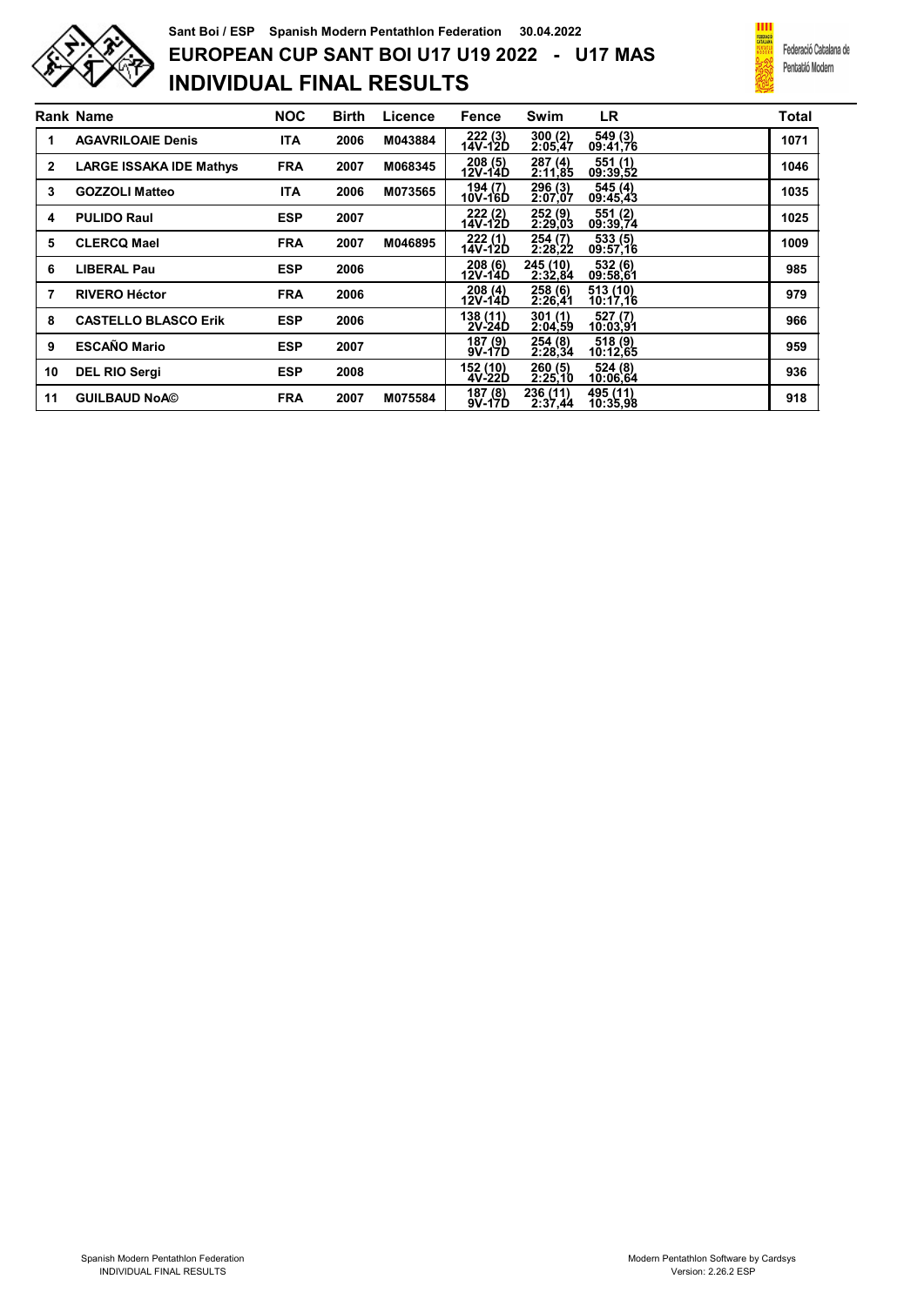Sant Boi / ESP Spanish Modern Pentathlon Federation 30.04.2022

# EUROPEAN CUP SANT BOI U17 U19 2022 - U17 MAS

## INDIVIDUAL FINAL RESULTS

Federació Catalana de Pentatló Modern

| Rank | Name | NOC | Birth | Licence | Fence | Swim | LR | Total |
|---|---|---|---|---|---|---|---|---|
| 1 | AGAVRILOAIE Denis | ITA | 2006 | M043884 | 222 (3) 14V-12D | 300 (2) 2:05,47 | 549 (3) 09:41,76 | 1071 |
| 2 | LARGE ISSAKA IDE Mathys | FRA | 2007 | M068345 | 208 (5) 12V-14D | 287 (4) 2:11,85 | 551 (1) 09:39,52 | 1046 |
| 3 | GOZZOLI Matteo | ITA | 2006 | M073565 | 194 (7) 10V-16D | 296 (3) 2:07,07 | 545 (4) 09:45,43 | 1035 |
| 4 | PULIDO Raul | ESP | 2007 | | 222 (2) 14V-12D | 252 (9) 2:29,03 | 551 (2) 09:39,74 | 1025 |
| 5 | CLERCQ Mael | FRA | 2007 | M046895 | 222 (1) 14V-12D | 254 (7) 2:28,22 | 533 (5) 09:57,16 | 1009 |
| 6 | LIBERAL Pau | ESP | 2006 | | 208 (6) 12V-14D | 245 (10) 2:32,84 | 532 (6) 09:58,61 | 985 |
| 7 | RIVERO Héctor | FRA | 2006 | | 208 (4) 12V-14D | 258 (6) 2:26,41 | 513 (10) 10:17,16 | 979 |
| 8 | CASTELLO BLASCO Erik | ESP | 2006 | | 138 (11) 2V-24D | 301 (1) 2:04,59 | 527 (7) 10:03,91 | 966 |
| 9 | ESCAÑO Mario | ESP | 2007 | | 187 (9) 9V-17D | 254 (8) 2:28,34 | 518 (9) 10:12,65 | 959 |
| 10 | DEL RIO Sergi | ESP | 2008 | | 152 (10) 4V-22D | 260 (5) 2:25,10 | 524 (8) 10:06,64 | 936 |
| 11 | GUILBAUD NoA© | FRA | 2007 | M075584 | 187 (8) 9V-17D | 236 (11) 2:37,44 | 495 (11) 10:35,98 | 918 |

Spanish Modern Pentathlon Federation
INDIVIDUAL FINAL RESULTS

Modern Pentathlon Software by Cardsys
Version: 2.26.2 ESP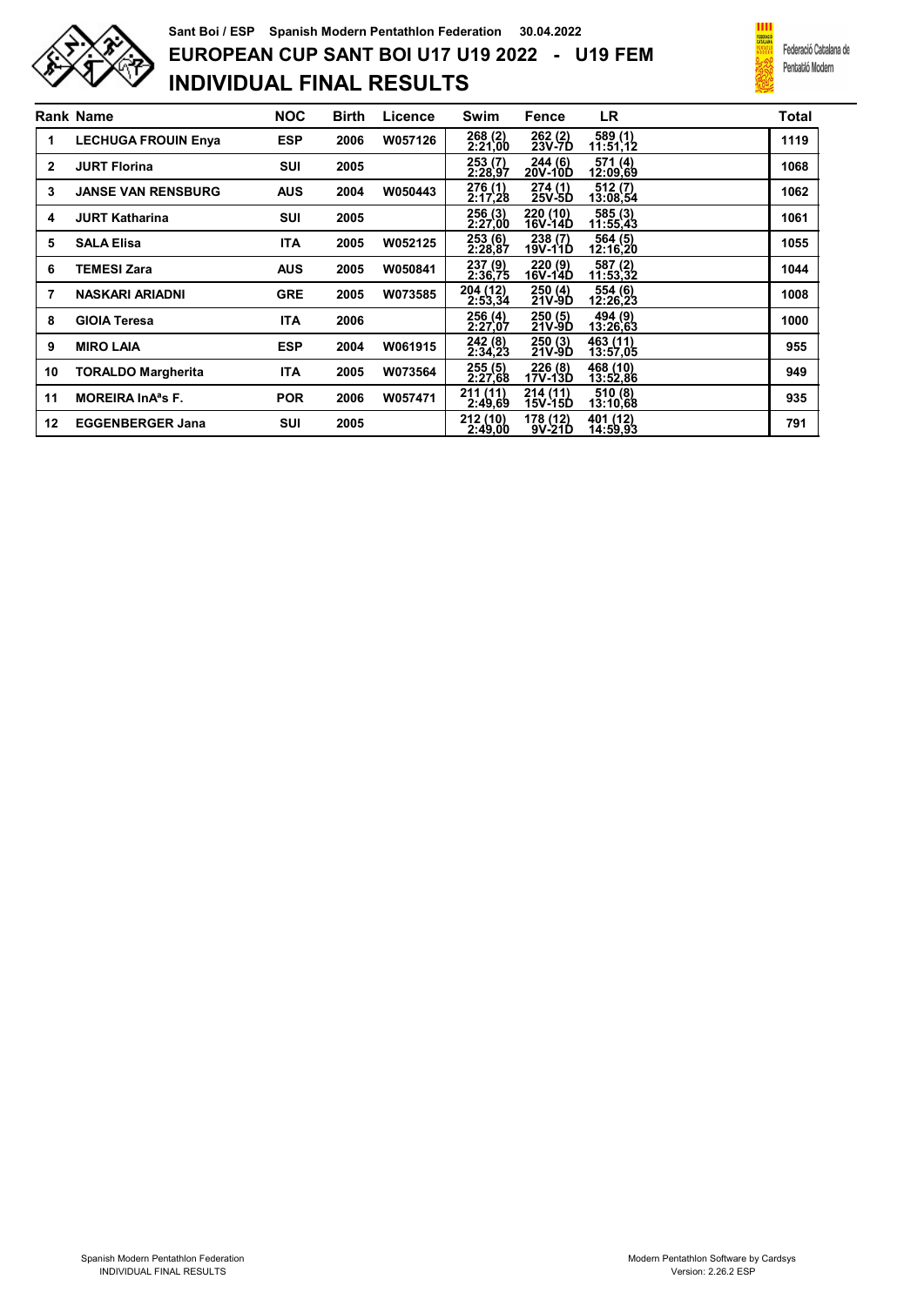Sant Boi / ESP Spanish Modern Pentathlon Federation 30.04.2022

# EUROPEAN CUP SANT BOI U17 U19 2022 - U19 FEM

## INDIVIDUAL FINAL RESULTS

Federació Catalana de Pentatló Modern

| Rank | Name | NOC | Birth | Licence | Swim | Fence | LR | Total |
|---|---|---|---|---|---|---|---|---|
| 1 | LECHUGA FROUIN Enya | ESP | 2006 | W057126 | 268 (2) 2:21,00 | 262 (2) 23V-7D | 589 (1) 11:51,12 | 1119 |
| 2 | JURT Florina | SUI | 2005 | | 253 (7) 2:28,97 | 244 (6) 20V-10D | 571 (4) 12:09,69 | 1068 |
| 3 | JANSE VAN RENSBURG | AUS | 2004 | W050443 | 276 (1) 2:17,28 | 274 (1) 25V-5D | 512 (7) 13:08,54 | 1062 |
| 4 | JURT Katharina | SUI | 2005 | | 256 (3) 2:27,00 | 220 (10) 16V-14D | 585 (3) 11:55,43 | 1061 |
| 5 | SALA Elisa | ITA | 2005 | W052125 | 253 (6) 2:28,87 | 238 (7) 19V-11D | 564 (5) 12:16,20 | 1055 |
| 6 | TEMESI Zara | AUS | 2005 | W050841 | 237 (9) 2:36,75 | 220 (9) 16V-14D | 587 (2) 11:53,32 | 1044 |
| 7 | NASKARI ARIADNI | GRE | 2005 | W073585 | 204 (12) 2:53,34 | 250 (4) 21V-9D | 554 (6) 12:26,23 | 1008 |
| 8 | GIOIA Teresa | ITA | 2006 | | 256 (4) 2:27,07 | 250 (5) 21V-9D | 494 (9) 13:26,63 | 1000 |
| 9 | MIRO LAIA | ESP | 2004 | W061915 | 242 (8) 2:34,23 | 250 (3) 21V-9D | 463 (11) 13:57,05 | 955 |
| 10 | TORALDO Margherita | ITA | 2005 | W073564 | 255 (5) 2:27,68 | 226 (8) 17V-13D | 468 (10) 13:52,86 | 949 |
| 11 | MOREIRA InÃªs F. | POR | 2006 | W057471 | 211 (11) 2:49,69 | 214 (11) 15V-15D | 510 (8) 13:10,68 | 935 |
| 12 | EGGENBERGER Jana | SUI | 2005 | | 212 (10) 2:49,00 | 178 (12) 9V-21D | 401 (12) 14:59,93 | 791 |

Spanish Modern Pentathlon Federation
INDIVIDUAL FINAL RESULTS

Modern Pentathlon Software by Cardsys
Version: 2.26.2 ESP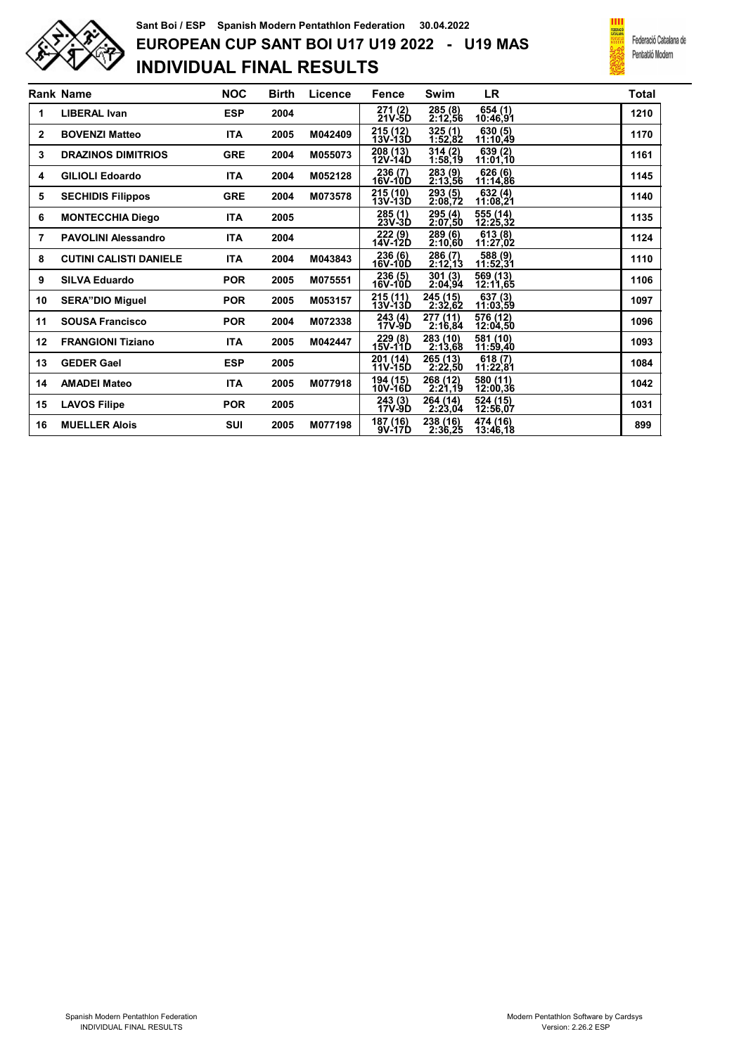Sant Boi / ESP Spanish Modern Pentathlon Federation 30.04.2022

# EUROPEAN CUP SANT BOI U17 U19 2022 - U19 MAS

# INDIVIDUAL FINAL RESULTS

Federació Catalana de Pentatló Modern

| Rank | Name | NOC | Birth | Licence | Fence | Swim | LR | Total |
|---|---|---|---|---|---|---|---|---|
| 1 | LIBERAL Ivan | ESP | 2004 | | 271 (2) 21V-5D | 285 (8) 2:12,56 | 654 (1) 10:46,91 | 1210 |
| 2 | BOVENZI Matteo | ITA | 2005 | M042409 | 215 (12) 13V-13D | 325 (1) 1:52,82 | 630 (5) 11:10,49 | 1170 |
| 3 | DRAZINOS DIMITRIOS | GRE | 2004 | M055073 | 208 (13) 12V-14D | 314 (2) 1:58,19 | 639 (2) 11:01,10 | 1161 |
| 4 | GILIOLI Edoardo | ITA | 2004 | M052128 | 236 (7) 16V-10D | 283 (9) 2:13,56 | 626 (6) 11:14,86 | 1145 |
| 5 | SECHIDIS Filippos | GRE | 2004 | M073578 | 215 (10) 13V-13D | 293 (5) 2:08,72 | 632 (4) 11:08,21 | 1140 |
| 6 | MONTECCHIA Diego | ITA | 2005 | | 285 (1) 23V-3D | 295 (4) 2:07,50 | 555 (14) 12:25,32 | 1135 |
| 7 | PAVOLINI Alessandro | ITA | 2004 | | 222 (9) 14V-12D | 289 (6) 2:10,60 | 613 (8) 11:27,02 | 1124 |
| 8 | CUTINI CALISTI DANIELE | ITA | 2004 | M043843 | 236 (6) 16V-10D | 286 (7) 2:12,13 | 588 (9) 11:52,31 | 1110 |
| 9 | SILVA Eduardo | POR | 2005 | M075551 | 236 (5) 16V-10D | 301 (3) 2:04,94 | 569 (13) 12:11,65 | 1106 |
| 10 | SERA"DIO Miguel | POR | 2005 | M053157 | 215 (11) 13V-13D | 245 (15) 2:32,62 | 637 (3) 11:03,59 | 1097 |
| 11 | SOUSA Francisco | POR | 2004 | M072338 | 243 (4) 17V-9D | 277 (11) 2:16,84 | 576 (12) 12:04,50 | 1096 |
| 12 | FRANGIONI Tiziano | ITA | 2005 | M042447 | 229 (8) 15V-11D | 283 (10) 2:13,68 | 581 (10) 11:59,40 | 1093 |
| 13 | GEDER Gael | ESP | 2005 | | 201 (14) 11V-15D | 265 (13) 2:22,50 | 618 (7) 11:22,81 | 1084 |
| 14 | AMADEI Mateo | ITA | 2005 | M077918 | 194 (15) 10V-16D | 268 (12) 2:21,19 | 580 (11) 12:00,36 | 1042 |
| 15 | LAVOS Filipe | POR | 2005 | | 243 (3) 17V-9D | 264 (14) 2:23,04 | 524 (15) 12:56,07 | 1031 |
| 16 | MUELLER Alois | SUI | 2005 | M077198 | 187 (16) 9V-17D | 238 (16) 2:36,25 | 474 (16) 13:46,18 | 899 |

Spanish Modern Pentathlon Federation
INDIVIDUAL FINAL RESULTS

Modern Pentathlon Software by Cardsys
Version: 2.26.2 ESP